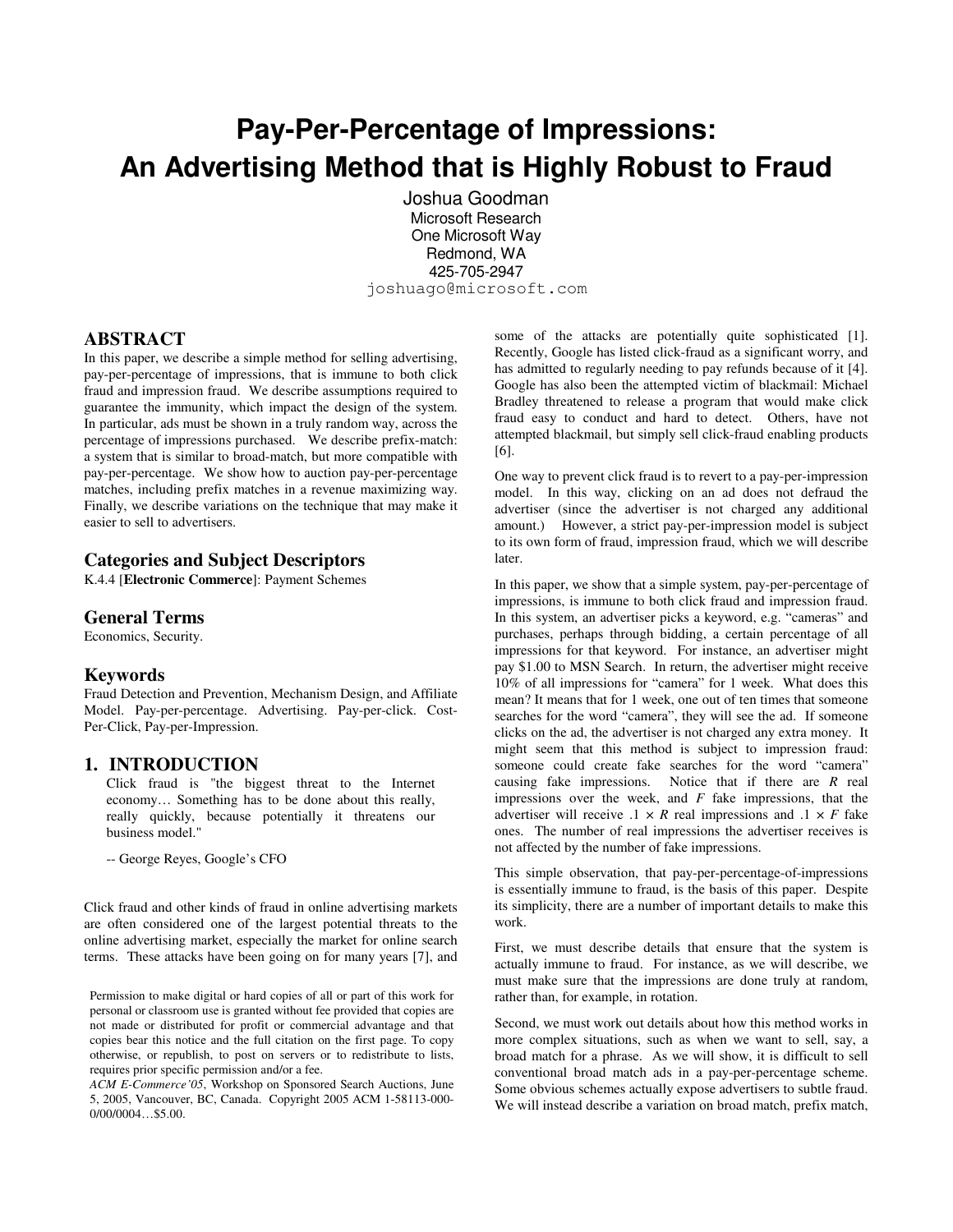# Pay-Per-Percentage of Impressions: An Advertising Method that is Highly Robust to Fraud

Joshua Goodman
Microsoft Research
One Microsoft Way
Redmond, WA
425-705-2947
joshuago@microsoft.com

## ABSTRACT

In this paper, we describe a simple method for selling advertising, pay-per-percentage of impressions, that is immune to both click fraud and impression fraud. We describe assumptions required to guarantee the immunity, which impact the design of the system. In particular, ads must be shown in a truly random way, across the percentage of impressions purchased. We describe prefix-match: a system that is similar to broad-match, but more compatible with pay-per-percentage. We show how to auction pay-per-percentage matches, including prefix matches in a revenue maximizing way. Finally, we describe variations on the technique that may make it easier to sell to advertisers.

## Categories and Subject Descriptors

K.4.4 [**Electronic Commerce**]: Payment Schemes

## General Terms

Economics, Security.

## Keywords

Fraud Detection and Prevention, Mechanism Design, and Affiliate Model. Pay-per-percentage. Advertising. Pay-per-click. Cost-Per-Click, Pay-per-Impression.

## 1. INTRODUCTION

> Click fraud is "the biggest threat to the Internet economy… Something has to be done about this really, really quickly, because potentially it threatens our business model."
>
> -- George Reyes, Google's CFO

Click fraud and other kinds of fraud in online advertising markets are often considered one of the largest potential threats to the online advertising market, especially the market for online search terms. These attacks have been going on for many years [7], and some of the attacks are potentially quite sophisticated [1]. Recently, Google has listed click-fraud as a significant worry, and has admitted to regularly needing to pay refunds because of it [4]. Google has also been the attempted victim of blackmail: Michael Bradley threatened to release a program that would make click fraud easy to conduct and hard to detect. Others, have not attempted blackmail, but simply sell click-fraud enabling products [6].

One way to prevent click fraud is to revert to a pay-per-impression model. In this way, clicking on an ad does not defraud the advertiser (since the advertiser is not charged any additional amount.) However, a strict pay-per-impression model is subject to its own form of fraud, impression fraud, which we will describe later.

In this paper, we show that a simple system, pay-per-percentage of impressions, is immune to both click fraud and impression fraud. In this system, an advertiser picks a keyword, e.g. "cameras" and purchases, perhaps through bidding, a certain percentage of all impressions for that keyword. For instance, an advertiser might pay \$1.00 to MSN Search. In return, the advertiser might receive 10% of all impressions for "camera" for 1 week. What does this mean? It means that for 1 week, one out of ten times that someone searches for the word "camera", they will see the ad. If someone clicks on the ad, the advertiser is not charged any extra money. It might seem that this method is subject to impression fraud: someone could create fake searches for the word "camera" causing fake impressions. Notice that if there are $R$ real impressions over the week, and $F$ fake impressions, that the advertiser will receive $.1 \times R$ real impressions and $.1 \times F$ fake ones. The number of real impressions the advertiser receives is not affected by the number of fake impressions.

This simple observation, that pay-per-percentage-of-impressions is essentially immune to fraud, is the basis of this paper. Despite its simplicity, there are a number of important details to make this work.

First, we must describe details that ensure that the system is actually immune to fraud. For instance, as we will describe, we must make sure that the impressions are done truly at random, rather than, for example, in rotation.

Second, we must work out details about how this method works in more complex situations, such as when we want to sell, say, a broad match for a phrase. As we will show, it is difficult to sell conventional broad match ads in a pay-per-percentage scheme. Some obvious schemes actually expose advertisers to subtle fraud. We will instead describe a variation on broad match, prefix match,

Permission to make digital or hard copies of all or part of this work for personal or classroom use is granted without fee provided that copies are not made or distributed for profit or commercial advantage and that copies bear this notice and the full citation on the first page. To copy otherwise, or republish, to post on servers or to redistribute to lists, requires prior specific permission and/or a fee.
*ACM E-Commerce'05*, Workshop on Sponsored Search Auctions, June 5, 2005, Vancouver, BC, Canada. Copyright 2005 ACM 1-58113-000-0/00/0004…\$5.00.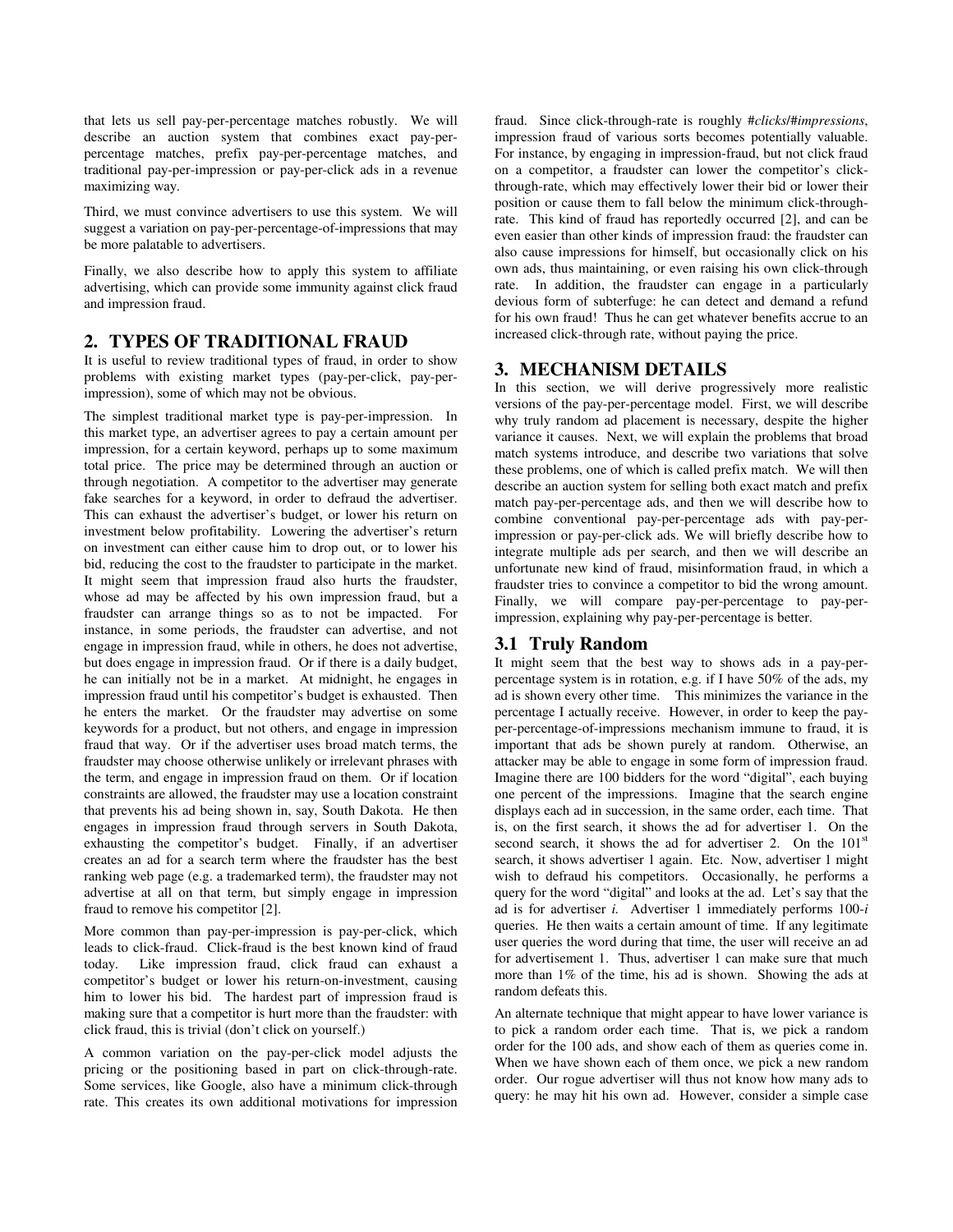that lets us sell pay-per-percentage matches robustly. We will describe an auction system that combines exact pay-per-percentage matches, prefix pay-per-percentage matches, and traditional pay-per-impression or pay-per-click ads in a revenue maximizing way.

Third, we must convince advertisers to use this system. We will suggest a variation on pay-per-percentage-of-impressions that may be more palatable to advertisers.

Finally, we also describe how to apply this system to affiliate advertising, which can provide some immunity against click fraud and impression fraud.

## 2. TYPES OF TRADITIONAL FRAUD

It is useful to review traditional types of fraud, in order to show problems with existing market types (pay-per-click, pay-per-impression), some of which may not be obvious.

The simplest traditional market type is pay-per-impression. In this market type, an advertiser agrees to pay a certain amount per impression, for a certain keyword, perhaps up to some maximum total price. The price may be determined through an auction or through negotiation. A competitor to the advertiser may generate fake searches for a keyword, in order to defraud the advertiser. This can exhaust the advertiser's budget, or lower his return on investment below profitability. Lowering the advertiser's return on investment can either cause him to drop out, or to lower his bid, reducing the cost to the fraudster to participate in the market. It might seem that impression fraud also hurts the fraudster, whose ad may be affected by his own impression fraud, but a fraudster can arrange things so as to not be impacted. For instance, in some periods, the fraudster can advertise, and not engage in impression fraud, while in others, he does not advertise, but does engage in impression fraud. Or if there is a daily budget, he can initially not be in a market. At midnight, he engages in impression fraud until his competitor's budget is exhausted. Then he enters the market. Or the fraudster may advertise on some keywords for a product, but not others, and engage in impression fraud that way. Or if the advertiser uses broad match terms, the fraudster may choose otherwise unlikely or irrelevant phrases with the term, and engage in impression fraud on them. Or if location constraints are allowed, the fraudster may use a location constraint that prevents his ad being shown in, say, South Dakota. He then engages in impression fraud through servers in South Dakota, exhausting the competitor's budget. Finally, if an advertiser creates an ad for a search term where the fraudster has the best ranking web page (e.g. a trademarked term), the fraudster may not advertise at all on that term, but simply engage in impression fraud to remove his competitor [2].

More common than pay-per-impression is pay-per-click, which leads to click-fraud. Click-fraud is the best known kind of fraud today. Like impression fraud, click fraud can exhaust a competitor's budget or lower his return-on-investment, causing him to lower his bid. The hardest part of impression fraud is making sure that a competitor is hurt more than the fraudster: with click fraud, this is trivial (don't click on yourself.)

A common variation on the pay-per-click model adjusts the pricing or the positioning based in part on click-through-rate. Some services, like Google, also have a minimum click-through rate. This creates its own additional motivations for impression fraud. Since click-through-rate is roughly *#clicks/#impressions*, impression fraud of various sorts becomes potentially valuable. For instance, by engaging in impression-fraud, but not click fraud on a competitor, a fraudster can lower the competitor's click-through-rate, which may effectively lower their bid or lower their position or cause them to fall below the minimum click-through-rate. This kind of fraud has reportedly occurred [2], and can be even easier than other kinds of impression fraud: the fraudster can also cause impressions for himself, but occasionally click on his own ads, thus maintaining, or even raising his own click-through rate. In addition, the fraudster can engage in a particularly devious form of subterfuge: he can detect and demand a refund for his own fraud! Thus he can get whatever benefits accrue to an increased click-through rate, without paying the price.

## 3. MECHANISM DETAILS

In this section, we will derive progressively more realistic versions of the pay-per-percentage model. First, we will describe why truly random ad placement is necessary, despite the higher variance it causes. Next, we will explain the problems that broad match systems introduce, and describe two variations that solve these problems, one of which is called prefix match. We will then describe an auction system for selling both exact match and prefix match pay-per-percentage ads, and then we will describe how to combine conventional pay-per-percentage ads with pay-per-impression or pay-per-click ads. We will briefly describe how to integrate multiple ads per search, and then we will describe an unfortunate new kind of fraud, misinformation fraud, in which a fraudster tries to convince a competitor to bid the wrong amount. Finally, we will compare pay-per-percentage to pay-per-impression, explaining why pay-per-percentage is better.

### 3.1 Truly Random

It might seem that the best way to shows ads in a pay-per-percentage system is in rotation, e.g. if I have 50% of the ads, my ad is shown every other time. This minimizes the variance in the percentage I actually receive. However, in order to keep the pay-per-percentage-of-impressions mechanism immune to fraud, it is important that ads be shown purely at random. Otherwise, an attacker may be able to engage in some form of impression fraud. Imagine there are 100 bidders for the word "digital", each buying one percent of the impressions. Imagine that the search engine displays each ad in succession, in the same order, each time. That is, on the first search, it shows the ad for advertiser 1. On the second search, it shows the ad for advertiser 2. On the 101st search, it shows advertiser 1 again. Etc. Now, advertiser 1 might wish to defraud his competitors. Occasionally, he performs a query for the word "digital" and looks at the ad. Let's say that the ad is for advertiser *i.* Advertiser 1 immediately performs 100-*i* queries. He then waits a certain amount of time. If any legitimate user queries the word during that time, the user will receive an ad for advertisement 1. Thus, advertiser 1 can make sure that much more than 1% of the time, his ad is shown. Showing the ads at random defeats this.

An alternate technique that might appear to have lower variance is to pick a random order each time. That is, we pick a random order for the 100 ads, and show each of them as queries come in. When we have shown each of them once, we pick a new random order. Our rogue advertiser will thus not know how many ads to query: he may hit his own ad. However, consider a simple case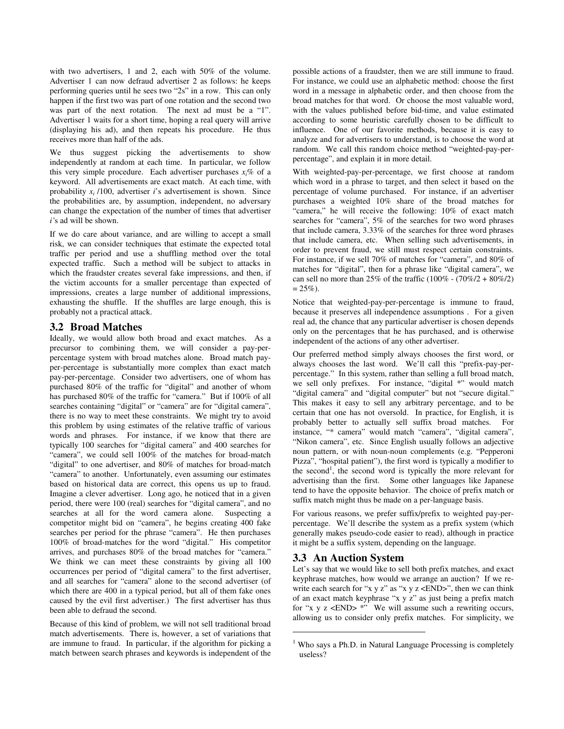with two advertisers, 1 and 2, each with 50% of the volume. Advertiser 1 can now defraud advertiser 2 as follows: he keeps performing queries until he sees two "2s" in a row. This can only happen if the first two was part of one rotation and the second two was part of the next rotation. The next ad must be a "1". Advertiser 1 waits for a short time, hoping a real query will arrive (displaying his ad), and then repeats his procedure. He thus receives more than half of the ads.

We thus suggest picking the advertisements to show independently at random at each time. In particular, we follow this very simple procedure. Each advertiser purchases $x_i$% of a keyword. All advertisements are exact match. At each time, with probability $x_i$ /100, advertiser $i$'s advertisement is shown. Since the probabilities are, by assumption, independent, no adversary can change the expectation of the number of times that advertiser $i$'s ad will be shown.

If we do care about variance, and are willing to accept a small risk, we can consider techniques that estimate the expected total traffic per period and use a shuffling method over the total expected traffic. Such a method will be subject to attacks in which the fraudster creates several fake impressions, and then, if the victim accounts for a smaller percentage than expected of impressions, creates a large number of additional impressions, exhausting the shuffle. If the shuffles are large enough, this is probably not a practical attack.

### 3.2 Broad Matches

Ideally, we would allow both broad and exact matches. As a precursor to combining them, we will consider a pay-per-percentage system with broad matches alone. Broad match pay-per-percentage is substantially more complex than exact match pay-per-percentage. Consider two advertisers, one of whom has purchased 80% of the traffic for "digital" and another of whom has purchased 80% of the traffic for "camera." But if 100% of all searches containing "digital" or "camera" are for "digital camera", there is no way to meet these constraints. We might try to avoid this problem by using estimates of the relative traffic of various words and phrases. For instance, if we know that there are typically 100 searches for "digital camera" and 400 searches for "camera", we could sell 100% of the matches for broad-match "digital" to one advertiser, and 80% of matches for broad-match "camera" to another. Unfortunately, even assuming our estimates based on historical data are correct, this opens us up to fraud. Imagine a clever advertiser. Long ago, he noticed that in a given period, there were 100 (real) searches for "digital camera", and no searches at all for the word camera alone. Suspecting a competitor might bid on "camera", he begins creating 400 fake searches per period for the phrase "camera". He then purchases 100% of broad-matches for the word "digital." His competitor arrives, and purchases 80% of the broad matches for "camera." We think we can meet these constraints by giving all 100 occurrences per period of "digital camera" to the first advertiser, and all searches for "camera" alone to the second advertiser (of which there are 400 in a typical period, but all of them fake ones caused by the evil first advertiser.) The first advertiser has thus been able to defraud the second.

Because of this kind of problem, we will not sell traditional broad match advertisements. There is, however, a set of variations that are immune to fraud. In particular, if the algorithm for picking a match between search phrases and keywords is independent of the possible actions of a fraudster, then we are still immune to fraud. For instance, we could use an alphabetic method: choose the first word in a message in alphabetic order, and then choose from the broad matches for that word. Or choose the most valuable word, with the values published before bid-time, and value estimated according to some heuristic carefully chosen to be difficult to influence. One of our favorite methods, because it is easy to analyze and for advertisers to understand, is to choose the word at random. We call this random choice method "weighted-pay-per-percentage", and explain it in more detail.

With weighted-pay-per-percentage, we first choose at random which word in a phrase to target, and then select it based on the percentage of volume purchased. For instance, if an advertiser purchases a weighted 10% share of the broad matches for "camera," he will receive the following: 10% of exact match searches for "camera", 5% of the searches for two word phrases that include camera, 3.33% of the searches for three word phrases that include camera, etc. When selling such advertisements, in order to prevent fraud, we still must respect certain constraints. For instance, if we sell 70% of matches for "camera", and 80% of matches for "digital", then for a phrase like "digital camera", we can sell no more than 25% of the traffic (100% - (70%/2 + 80%/2) = 25%).

Notice that weighted-pay-per-percentage is immune to fraud, because it preserves all independence assumptions . For a given real ad, the chance that any particular advertiser is chosen depends only on the percentages that he has purchased, and is otherwise independent of the actions of any other advertiser.

Our preferred method simply always chooses the first word, or always chooses the last word. We'll call this "prefix-pay-per-percentage." In this system, rather than selling a full broad match, we sell only prefixes. For instance, "digital *" would match "digital camera" and "digital computer" but not "secure digital." This makes it easy to sell any arbitrary percentage, and to be certain that one has not oversold. In practice, for English, it is probably better to actually sell suffix broad matches. For instance, "* camera" would match "camera", "digital camera", "Nikon camera", etc. Since English usually follows an adjective noun pattern, or with noun-noun complements (e.g. "Pepperoni Pizza", "hospital patient"), the first word is typically a modifier to the second[1], the second word is typically the more relevant for advertising than the first. Some other languages like Japanese tend to have the opposite behavior. The choice of prefix match or suffix match might thus be made on a per-language basis.

For various reasons, we prefer suffix/prefix to weighted pay-per-percentage. We'll describe the system as a prefix system (which generally makes pseudo-code easier to read), although in practice it might be a suffix system, depending on the language.

### 3.3 An Auction System

Let's say that we would like to sell both prefix matches, and exact keyphrase matches, how would we arrange an auction? If we re-write each search for "x y z" as "x y z <END>", then we can think of an exact match keyphrase "x y z" as just being a prefix match for "x y z <END> *" We will assume such a rewriting occurs, allowing us to consider only prefix matches. For simplicity, we

---

[1] Who says a Ph.D. in Natural Language Processing is completely useless?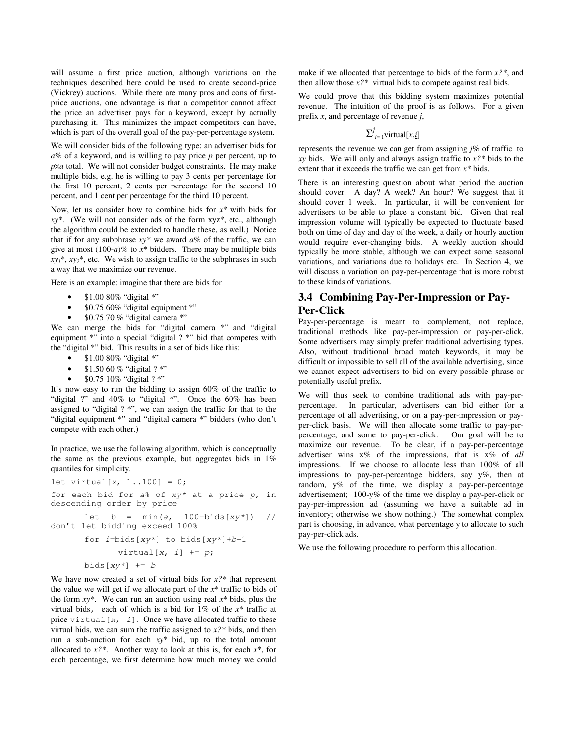will assume a first price auction, although variations on the techniques described here could be used to create second-price (Vickrey) auctions. While there are many pros and cons of first-price auctions, one advantage is that a competitor cannot affect the price an advertiser pays for a keyword, except by actually purchasing it. This minimizes the impact competitors can have, which is part of the overall goal of the pay-per-percentage system.

We will consider bids of the following type: an advertiser bids for $a$% of a keyword, and is willing to pay price $p$ per percent, up to $p \times a$ total. We will not consider budget constraints. He may make multiple bids, e.g. he is willing to pay 3 cents per percentage for the first 10 percent, 2 cents per percentage for the second 10 percent, and 1 cent per percentage for the third 10 percent.

Now, let us consider how to combine bids for *x*\* with bids for *xy*\*. (We will not consider ads of the form xyz\*, etc., although the algorithm could be extended to handle these, as well.) Notice that if for any subphrase *xy*\* we award $a$% of the traffic, we can give at most (100-$a$)% to *x*\* bidders. There may be multiple bids $xy_1$\*, $xy_2$\*, etc. We wish to assign traffic to the subphrases in such a way that we maximize our revenue.

Here is an example: imagine that there are bids for

- $1.00 80% "digital *"
- $0.75 60% "digital equipment *"
- $0.75 70 % "digital camera *"

We can merge the bids for "digital camera \*" and "digital equipment \*" into a special "digital ? \*" bid that competes with the "digital \*" bid. This results in a set of bids like this:

- $1.00 80% "digital *"
- $1.50 60 % "digital ? *"
- $0.75 10% "digital ? *"

It's now easy to run the bidding to assign 60% of the traffic to "digital ?" and 40% to "digital \*". Once the 60% has been assigned to "digital ? \*", we can assign the traffic for that to the "digital equipment \*" and "digital camera \*" bidders (who don't compete with each other.)

In practice, we use the following algorithm, which is conceptually the same as the previous example, but aggregates bids in 1% quantiles for simplicity.

```
let virtual[x, 1..100] = 0;
for each bid for a% of xy* at a price p, in descending order by price
    let b = min(a, 100-bids[xy*]) // don't let bidding exceed 100%
    for i=bids[xy*] to bids[xy*]+b-1
        virtual[x, i] += p;
    bids[xy*] += b
```

We have now created a set of virtual bids for *x?*\* that represent the value we will get if we allocate part of the *x*\* traffic to bids of the form *xy*\*. We can run an auction using real *x*\* bids, plus the virtual bids, each of which is a bid for 1% of the *x*\* traffic at price `virtual[x, i]`. Once we have allocated traffic to these virtual bids, we can sum the traffic assigned to *x?*\* bids, and then run a sub-auction for each *xy*\* bid, up to the total amount allocated to *x?*\*. Another way to look at this is, for each *x*\*, for each percentage, we first determine how much money we could make if we allocated that percentage to bids of the form *x?*\*, and then allow those *x?*\* virtual bids to compete against real bids.

We could prove that this bidding system maximizes potential revenue. The intuition of the proof is as follows. For a given prefix $x$, and percentage of revenue $j$,

$$\sum_{i=1}^{j} \text{virtual}[x,i]$$

represents the revenue we can get from assigning $j$% of traffic to *xy* bids. We will only and always assign traffic to *x?*\* bids to the extent that it exceeds the traffic we can get from *x*\* bids.

There is an interesting question about what period the auction should cover. A day? A week? An hour? We suggest that it should cover 1 week. In particular, it will be convenient for advertisers to be able to place a constant bid. Given that real impression volume will typically be expected to fluctuate based both on time of day and day of the week, a daily or hourly auction would require ever-changing bids. A weekly auction should typically be more stable, although we can expect some seasonal variations, and variations due to holidays etc. In Section 4, we will discuss a variation on pay-per-percentage that is more robust to these kinds of variations.

## 3.4 Combining Pay-Per-Impression or Pay-Per-Click

Pay-per-percentage is meant to complement, not replace, traditional methods like pay-per-impression or pay-per-click. Some advertisers may simply prefer traditional advertising types. Also, without traditional broad match keywords, it may be difficult or impossible to sell all of the available advertising, since we cannot expect advertisers to bid on every possible phrase or potentially useful prefix.

We will thus seek to combine traditional ads with pay-per-percentage. In particular, advertisers can bid either for a percentage of all advertising, or on a pay-per-impression or pay-per-click basis. We will then allocate some traffic to pay-per-percentage, and some to pay-per-click. Our goal will be to maximize our revenue. To be clear, if a pay-per-percentage advertiser wins x% of the impressions, that is x% of *all* impressions. If we choose to allocate less than 100% of all impressions to pay-per-percentage bidders, say y%, then at random, y% of the time, we display a pay-per-percentage advertisement; 100-y% of the time we display a pay-per-click or pay-per-impression ad (assuming we have a suitable ad in inventory; otherwise we show nothing.) The somewhat complex part is choosing, in advance, what percentage y to allocate to such pay-per-click ads.

We use the following procedure to perform this allocation.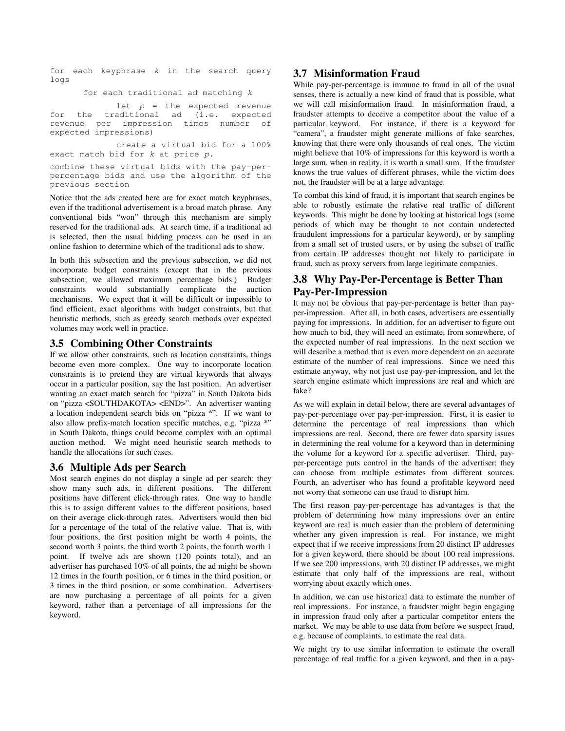```
for each keyphrase k in the search query logs
    for each traditional ad matching k
        let p = the expected revenue for the traditional ad (i.e. expected revenue per impression times number of expected impressions)
        create a virtual bid for a 100% exact match bid for k at price p.
combine these virtual bids with the pay-per-percentage bids and use the algorithm of the previous section
```

Notice that the ads created here are for exact match keyphrases, even if the traditional advertisement is a broad match phrase. Any conventional bids "won" through this mechanism are simply reserved for the traditional ads. At search time, if a traditional ad is selected, then the usual bidding process can be used in an online fashion to determine which of the traditional ads to show.

In both this subsection and the previous subsection, we did not incorporate budget constraints (except that in the previous subsection, we allowed maximum percentage bids.) Budget constraints would substantially complicate the auction mechanisms. We expect that it will be difficult or impossible to find efficient, exact algorithms with budget constraints, but that heuristic methods, such as greedy search methods over expected volumes may work well in practice.

## 3.5 Combining Other Constraints

If we allow other constraints, such as location constraints, things become even more complex. One way to incorporate location constraints is to pretend they are virtual keywords that always occur in a particular position, say the last position. An advertiser wanting an exact match search for "pizza" in South Dakota bids on "pizza <SOUTHDAKOTA> <END>". An advertiser wanting a location independent search bids on "pizza *". If we want to also allow prefix-match location specific matches, e.g. "pizza *" in South Dakota, things could become complex with an optimal auction method. We might need heuristic search methods to handle the allocations for such cases.

## 3.6 Multiple Ads per Search

Most search engines do not display a single ad per search: they show many such ads, in different positions. The different positions have different click-through rates. One way to handle this is to assign different values to the different positions, based on their average click-through rates. Advertisers would then bid for a percentage of the total of the relative value. That is, with four positions, the first position might be worth 4 points, the second worth 3 points, the third worth 2 points, the fourth worth 1 point. If twelve ads are shown (120 points total), and an advertiser has purchased 10% of all points, the ad might be shown 12 times in the fourth position, or 6 times in the third position, or 3 times in the third position, or some combination. Advertisers are now purchasing a percentage of all points for a given keyword, rather than a percentage of all impressions for the keyword.

## 3.7 Misinformation Fraud

While pay-per-percentage is immune to fraud in all of the usual senses, there is actually a new kind of fraud that is possible, what we will call misinformation fraud. In misinformation fraud, a fraudster attempts to deceive a competitor about the value of a particular keyword. For instance, if there is a keyword for "camera", a fraudster might generate millions of fake searches, knowing that there were only thousands of real ones. The victim might believe that 10% of impressions for this keyword is worth a large sum, when in reality, it is worth a small sum. If the fraudster knows the true values of different phrases, while the victim does not, the fraudster will be at a large advantage.

To combat this kind of fraud, it is important that search engines be able to robustly estimate the relative real traffic of different keywords. This might be done by looking at historical logs (some periods of which may be thought to not contain undetected fraudulent impressions for a particular keyword), or by sampling from a small set of trusted users, or by using the subset of traffic from certain IP addresses thought not likely to participate in fraud, such as proxy servers from large legitimate companies.

## 3.8 Why Pay-Per-Percentage is Better Than Pay-Per-Impression

It may not be obvious that pay-per-percentage is better than pay-per-impression. After all, in both cases, advertisers are essentially paying for impressions. In addition, for an advertiser to figure out how much to bid, they will need an estimate, from somewhere, of the expected number of real impressions. In the next section we will describe a method that is even more dependent on an accurate estimate of the number of real impressions. Since we need this estimate anyway, why not just use pay-per-impression, and let the search engine estimate which impressions are real and which are fake?

As we will explain in detail below, there are several advantages of pay-per-percentage over pay-per-impression. First, it is easier to determine the percentage of real impressions than which impressions are real. Second, there are fewer data sparsity issues in determining the real volume for a keyword than in determining the volume for a keyword for a specific advertiser. Third, pay-per-percentage puts control in the hands of the advertiser: they can choose from multiple estimates from different sources. Fourth, an advertiser who has found a profitable keyword need not worry that someone can use fraud to disrupt him.

The first reason pay-per-percentage has advantages is that the problem of determining how many impressions over an entire keyword are real is much easier than the problem of determining whether any given impression is real. For instance, we might expect that if we receive impressions from 20 distinct IP addresses for a given keyword, there should be about 100 real impressions. If we see 200 impressions, with 20 distinct IP addresses, we might estimate that only half of the impressions are real, without worrying about exactly which ones.

In addition, we can use historical data to estimate the number of real impressions. For instance, a fraudster might begin engaging in impression fraud only after a particular competitor enters the market. We may be able to use data from before we suspect fraud, e.g. because of complaints, to estimate the real data.

We might try to use similar information to estimate the overall percentage of real traffic for a given keyword, and then in a pay-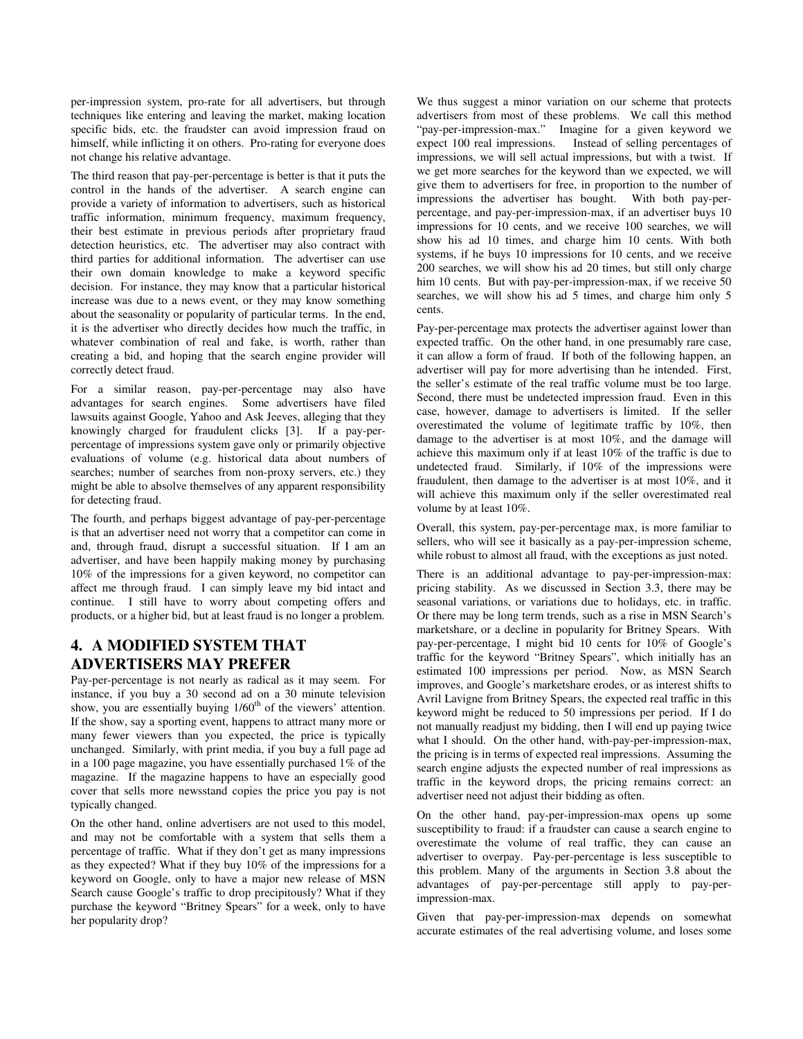per-impression system, pro-rate for all advertisers, but through techniques like entering and leaving the market, making location specific bids, etc. the fraudster can avoid impression fraud on himself, while inflicting it on others. Pro-rating for everyone does not change his relative advantage.

The third reason that pay-per-percentage is better is that it puts the control in the hands of the advertiser. A search engine can provide a variety of information to advertisers, such as historical traffic information, minimum frequency, maximum frequency, their best estimate in previous periods after proprietary fraud detection heuristics, etc. The advertiser may also contract with third parties for additional information. The advertiser can use their own domain knowledge to make a keyword specific decision. For instance, they may know that a particular historical increase was due to a news event, or they may know something about the seasonality or popularity of particular terms. In the end, it is the advertiser who directly decides how much the traffic, in whatever combination of real and fake, is worth, rather than creating a bid, and hoping that the search engine provider will correctly detect fraud.

For a similar reason, pay-per-percentage may also have advantages for search engines. Some advertisers have filed lawsuits against Google, Yahoo and Ask Jeeves, alleging that they knowingly charged for fraudulent clicks [3]. If a pay-per-percentage of impressions system gave only or primarily objective evaluations of volume (e.g. historical data about numbers of searches; number of searches from non-proxy servers, etc.) they might be able to absolve themselves of any apparent responsibility for detecting fraud.

The fourth, and perhaps biggest advantage of pay-per-percentage is that an advertiser need not worry that a competitor can come in and, through fraud, disrupt a successful situation. If I am an advertiser, and have been happily making money by purchasing 10% of the impressions for a given keyword, no competitor can affect me through fraud. I can simply leave my bid intact and continue. I still have to worry about competing offers and products, or a higher bid, but at least fraud is no longer a problem.

## 4. A MODIFIED SYSTEM THAT ADVERTISERS MAY PREFER

Pay-per-percentage is not nearly as radical as it may seem. For instance, if you buy a 30 second ad on a 30 minute television show, you are essentially buying 1/60th of the viewers' attention. If the show, say a sporting event, happens to attract many more or many fewer viewers than you expected, the price is typically unchanged. Similarly, with print media, if you buy a full page ad in a 100 page magazine, you have essentially purchased 1% of the magazine. If the magazine happens to have an especially good cover that sells more newsstand copies the price you pay is not typically changed.

On the other hand, online advertisers are not used to this model, and may not be comfortable with a system that sells them a percentage of traffic. What if they don't get as many impressions as they expected? What if they buy 10% of the impressions for a keyword on Google, only to have a major new release of MSN Search cause Google's traffic to drop precipitously? What if they purchase the keyword "Britney Spears" for a week, only to have her popularity drop?

We thus suggest a minor variation on our scheme that protects advertisers from most of these problems. We call this method "pay-per-impression-max." Imagine for a given keyword we expect 100 real impressions. Instead of selling percentages of impressions, we will sell actual impressions, but with a twist. If we get more searches for the keyword than we expected, we will give them to advertisers for free, in proportion to the number of impressions the advertiser has bought. With both pay-per-percentage, and pay-per-impression-max, if an advertiser buys 10 impressions for 10 cents, and we receive 100 searches, we will show his ad 10 times, and charge him 10 cents. With both systems, if he buys 10 impressions for 10 cents, and we receive 200 searches, we will show his ad 20 times, but still only charge him 10 cents. But with pay-per-impression-max, if we receive 50 searches, we will show his ad 5 times, and charge him only 5 cents.

Pay-per-percentage max protects the advertiser against lower than expected traffic. On the other hand, in one presumably rare case, it can allow a form of fraud. If both of the following happen, an advertiser will pay for more advertising than he intended. First, the seller's estimate of the real traffic volume must be too large. Second, there must be undetected impression fraud. Even in this case, however, damage to advertisers is limited. If the seller overestimated the volume of legitimate traffic by 10%, then damage to the advertiser is at most 10%, and the damage will achieve this maximum only if at least 10% of the traffic is due to undetected fraud. Similarly, if 10% of the impressions were fraudulent, then damage to the advertiser is at most 10%, and it will achieve this maximum only if the seller overestimated real volume by at least 10%.

Overall, this system, pay-per-percentage max, is more familiar to sellers, who will see it basically as a pay-per-impression scheme, while robust to almost all fraud, with the exceptions as just noted.

There is an additional advantage to pay-per-impression-max: pricing stability. As we discussed in Section 3.3, there may be seasonal variations, or variations due to holidays, etc. in traffic. Or there may be long term trends, such as a rise in MSN Search's marketshare, or a decline in popularity for Britney Spears. With pay-per-percentage, I might bid 10 cents for 10% of Google's traffic for the keyword "Britney Spears", which initially has an estimated 100 impressions per period. Now, as MSN Search improves, and Google's marketshare erodes, or as interest shifts to Avril Lavigne from Britney Spears, the expected real traffic in this keyword might be reduced to 50 impressions per period. If I do not manually readjust my bidding, then I will end up paying twice what I should. On the other hand, with-pay-per-impression-max, the pricing is in terms of expected real impressions. Assuming the search engine adjusts the expected number of real impressions as traffic in the keyword drops, the pricing remains correct: an advertiser need not adjust their bidding as often.

On the other hand, pay-per-impression-max opens up some susceptibility to fraud: if a fraudster can cause a search engine to overestimate the volume of real traffic, they can cause an advertiser to overpay. Pay-per-percentage is less susceptible to this problem. Many of the arguments in Section 3.8 about the advantages of pay-per-percentage still apply to pay-per-impression-max.

Given that pay-per-impression-max depends on somewhat accurate estimates of the real advertising volume, and loses some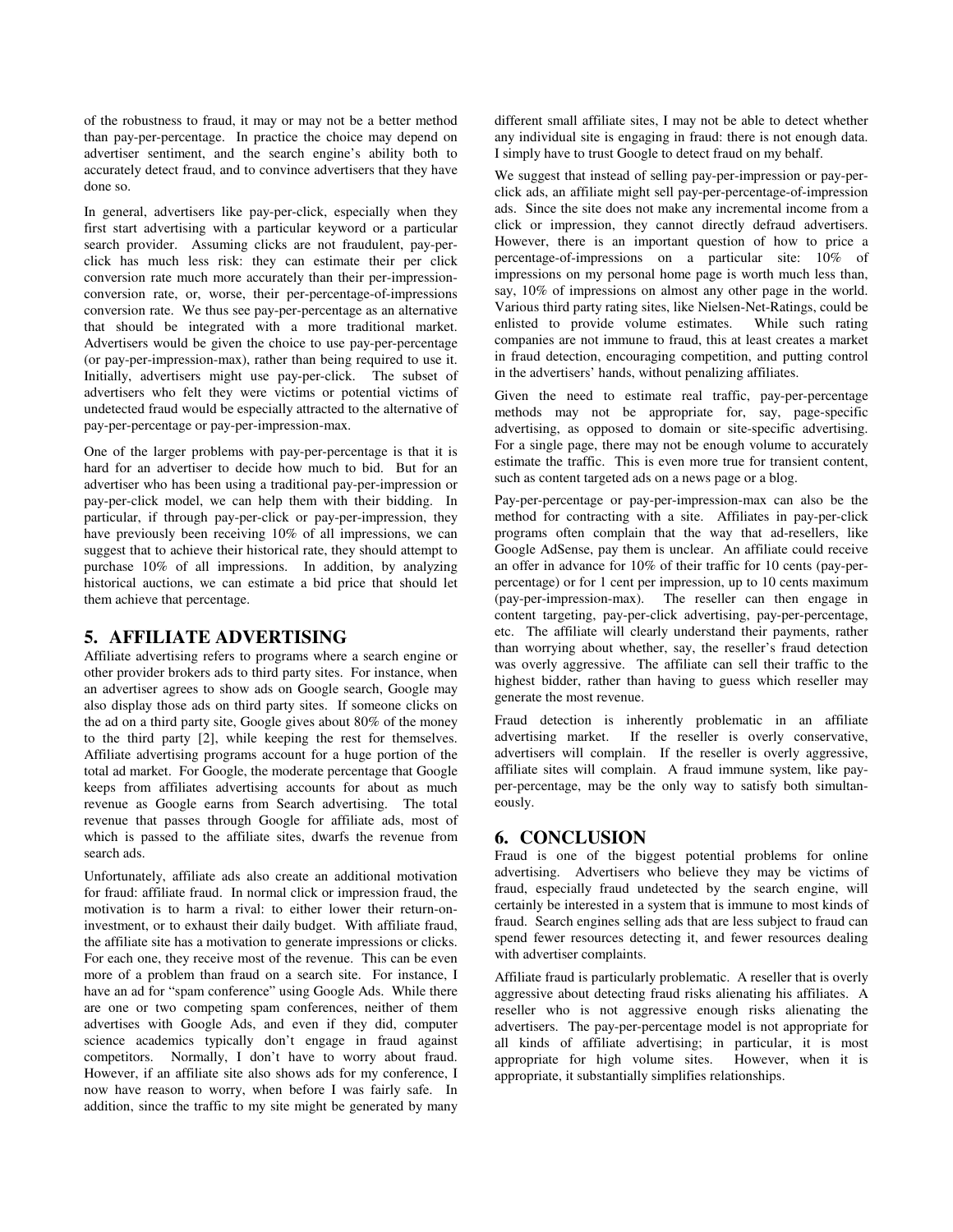of the robustness to fraud, it may or may not be a better method than pay-per-percentage. In practice the choice may depend on advertiser sentiment, and the search engine's ability both to accurately detect fraud, and to convince advertisers that they have done so.

In general, advertisers like pay-per-click, especially when they first start advertising with a particular keyword or a particular search provider. Assuming clicks are not fraudulent, pay-per-click has much less risk: they can estimate their per click conversion rate much more accurately than their per-impression-conversion rate, or, worse, their per-percentage-of-impressions conversion rate. We thus see pay-per-percentage as an alternative that should be integrated with a more traditional market. Advertisers would be given the choice to use pay-per-percentage (or pay-per-impression-max), rather than being required to use it. Initially, advertisers might use pay-per-click. The subset of advertisers who felt they were victims or potential victims of undetected fraud would be especially attracted to the alternative of pay-per-percentage or pay-per-impression-max.

One of the larger problems with pay-per-percentage is that it is hard for an advertiser to decide how much to bid. But for an advertiser who has been using a traditional pay-per-impression or pay-per-click model, we can help them with their bidding. In particular, if through pay-per-click or pay-per-impression, they have previously been receiving 10% of all impressions, we can suggest that to achieve their historical rate, they should attempt to purchase 10% of all impressions. In addition, by analyzing historical auctions, we can estimate a bid price that should let them achieve that percentage.

## 5. AFFILIATE ADVERTISING

Affiliate advertising refers to programs where a search engine or other provider brokers ads to third party sites. For instance, when an advertiser agrees to show ads on Google search, Google may also display those ads on third party sites. If someone clicks on the ad on a third party site, Google gives about 80% of the money to the third party [2], while keeping the rest for themselves. Affiliate advertising programs account for a huge portion of the total ad market. For Google, the moderate percentage that Google keeps from affiliates advertising accounts for about as much revenue as Google earns from Search advertising. The total revenue that passes through Google for affiliate ads, most of which is passed to the affiliate sites, dwarfs the revenue from search ads.

Unfortunately, affiliate ads also create an additional motivation for fraud: affiliate fraud. In normal click or impression fraud, the motivation is to harm a rival: to either lower their return-on-investment, or to exhaust their daily budget. With affiliate fraud, the affiliate site has a motivation to generate impressions or clicks. For each one, they receive most of the revenue. This can be even more of a problem than fraud on a search site. For instance, I have an ad for "spam conference" using Google Ads. While there are one or two competing spam conferences, neither of them advertises with Google Ads, and even if they did, computer science academics typically don't engage in fraud against competitors. Normally, I don't have to worry about fraud. However, if an affiliate site also shows ads for my conference, I now have reason to worry, when before I was fairly safe. In addition, since the traffic to my site might be generated by many different small affiliate sites, I may not be able to detect whether any individual site is engaging in fraud: there is not enough data. I simply have to trust Google to detect fraud on my behalf.

We suggest that instead of selling pay-per-impression or pay-per-click ads, an affiliate might sell pay-per-percentage-of-impression ads. Since the site does not make any incremental income from a click or impression, they cannot directly defraud advertisers. However, there is an important question of how to price a percentage-of-impressions on a particular site: 10% of impressions on my personal home page is worth much less than, say, 10% of impressions on almost any other page in the world. Various third party rating sites, like Nielsen-Net-Ratings, could be enlisted to provide volume estimates. While such rating companies are not immune to fraud, this at least creates a market in fraud detection, encouraging competition, and putting control in the advertisers' hands, without penalizing affiliates.

Given the need to estimate real traffic, pay-per-percentage methods may not be appropriate for, say, page-specific advertising, as opposed to domain or site-specific advertising. For a single page, there may not be enough volume to accurately estimate the traffic. This is even more true for transient content, such as content targeted ads on a news page or a blog.

Pay-per-percentage or pay-per-impression-max can also be the method for contracting with a site. Affiliates in pay-per-click programs often complain that the way that ad-resellers, like Google AdSense, pay them is unclear. An affiliate could receive an offer in advance for 10% of their traffic for 10 cents (pay-per-percentage) or for 1 cent per impression, up to 10 cents maximum (pay-per-impression-max). The reseller can then engage in content targeting, pay-per-click advertising, pay-per-percentage, etc. The affiliate will clearly understand their payments, rather than worrying about whether, say, the reseller's fraud detection was overly aggressive. The affiliate can sell their traffic to the highest bidder, rather than having to guess which reseller may generate the most revenue.

Fraud detection is inherently problematic in an affiliate advertising market. If the reseller is overly conservative, advertisers will complain. If the reseller is overly aggressive, affiliate sites will complain. A fraud immune system, like pay-per-percentage, may be the only way to satisfy both simultaneously.

## 6. CONCLUSION

Fraud is one of the biggest potential problems for online advertising. Advertisers who believe they may be victims of fraud, especially fraud undetected by the search engine, will certainly be interested in a system that is immune to most kinds of fraud. Search engines selling ads that are less subject to fraud can spend fewer resources detecting it, and fewer resources dealing with advertiser complaints.

Affiliate fraud is particularly problematic. A reseller that is overly aggressive about detecting fraud risks alienating his affiliates. A reseller who is not aggressive enough risks alienating the advertisers. The pay-per-percentage model is not appropriate for all kinds of affiliate advertising; in particular, it is most appropriate for high volume sites. However, when it is appropriate, it substantially simplifies relationships.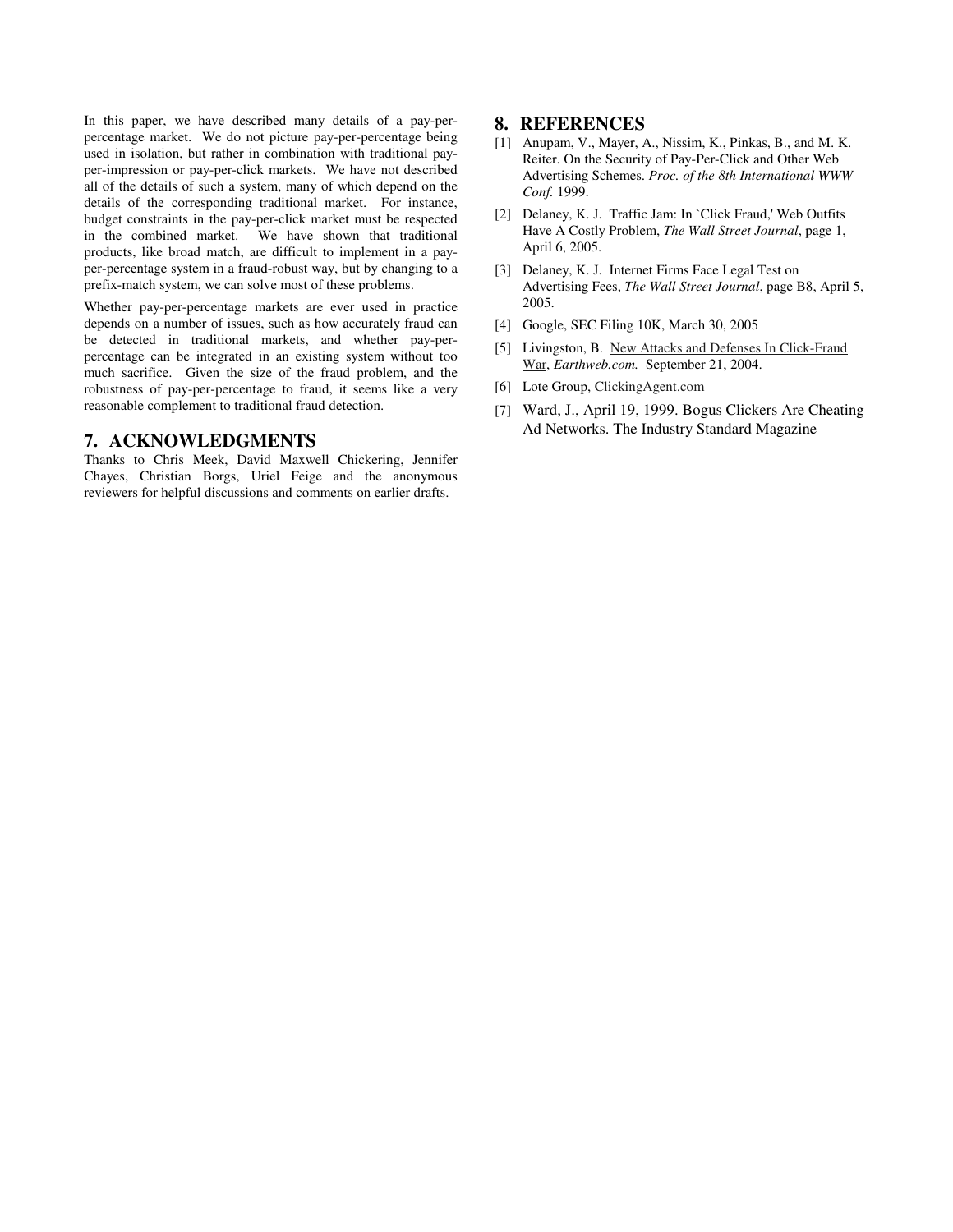In this paper, we have described many details of a pay-per-percentage market. We do not picture pay-per-percentage being used in isolation, but rather in combination with traditional pay-per-impression or pay-per-click markets. We have not described all of the details of such a system, many of which depend on the details of the corresponding traditional market. For instance, budget constraints in the pay-per-click market must be respected in the combined market. We have shown that traditional products, like broad match, are difficult to implement in a pay-per-percentage system in a fraud-robust way, but by changing to a prefix-match system, we can solve most of these problems.

Whether pay-per-percentage markets are ever used in practice depends on a number of issues, such as how accurately fraud can be detected in traditional markets, and whether pay-per-percentage can be integrated in an existing system without too much sacrifice. Given the size of the fraud problem, and the robustness of pay-per-percentage to fraud, it seems like a very reasonable complement to traditional fraud detection.

## 7. ACKNOWLEDGMENTS

Thanks to Chris Meek, David Maxwell Chickering, Jennifer Chayes, Christian Borgs, Uriel Feige and the anonymous reviewers for helpful discussions and comments on earlier drafts.

## 8. REFERENCES

[1] Anupam, V., Mayer, A., Nissim, K., Pinkas, B., and M. K. Reiter. On the Security of Pay-Per-Click and Other Web Advertising Schemes. *Proc. of the 8th International WWW Conf.* 1999.

[2] Delaney, K. J. Traffic Jam: In `Click Fraud,' Web Outfits Have A Costly Problem, *The Wall Street Journal*, page 1, April 6, 2005.

[3] Delaney, K. J. Internet Firms Face Legal Test on Advertising Fees, *The Wall Street Journal*, page B8, April 5, 2005.

[4] Google, SEC Filing 10K, March 30, 2005

[5] Livingston, B. New Attacks and Defenses In Click-Fraud War, *Earthweb.com.* September 21, 2004.

[6] Lote Group, ClickingAgent.com

[7] Ward, J., April 19, 1999. Bogus Clickers Are Cheating Ad Networks. The Industry Standard Magazine